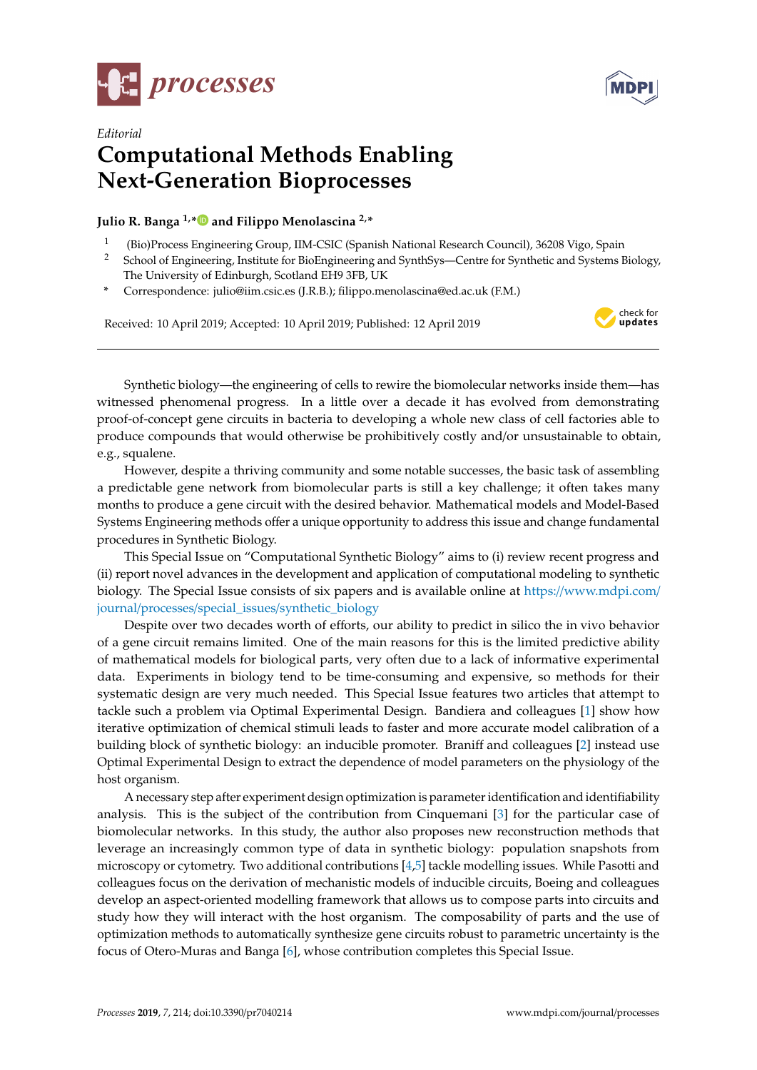*Editorial*

# Computational Methods Enabling Next-Generation Bioprocesses

**Julio R. Banga [1,*] and Filippo Menolascina [2,*]**

1. (Bio)Process Engineering Group, IIM-CSIC (Spanish National Research Council), 36208 Vigo, Spain
2. School of Engineering, Institute for BioEngineering and SynthSys—Centre for Synthetic and Systems Biology, The University of Edinburgh, Scotland EH9 3FB, UK

\* Correspondence: julio@iim.csic.es (J.R.B.); filippo.menolascina@ed.ac.uk (F.M.)

Received: 10 April 2019; Accepted: 10 April 2019; Published: 12 April 2019

---

Synthetic biology—the engineering of cells to rewire the biomolecular networks inside them—has witnessed phenomenal progress. In a little over a decade it has evolved from demonstrating proof-of-concept gene circuits in bacteria to developing a whole new class of cell factories able to produce compounds that would otherwise be prohibitively costly and/or unsustainable to obtain, e.g., squalene.

However, despite a thriving community and some notable successes, the basic task of assembling a predictable gene network from biomolecular parts is still a key challenge; it often takes many months to produce a gene circuit with the desired behavior. Mathematical models and Model-Based Systems Engineering methods offer a unique opportunity to address this issue and change fundamental procedures in Synthetic Biology.

This Special Issue on "Computational Synthetic Biology" aims to (i) review recent progress and (ii) report novel advances in the development and application of computational modeling to synthetic biology. The Special Issue consists of six papers and is available online at https://www.mdpi.com/journal/processes/special_issues/synthetic_biology

Despite over two decades worth of efforts, our ability to predict in silico the in vivo behavior of a gene circuit remains limited. One of the main reasons for this is the limited predictive ability of mathematical models for biological parts, very often due to a lack of informative experimental data. Experiments in biology tend to be time-consuming and expensive, so methods for their systematic design are very much needed. This Special Issue features two articles that attempt to tackle such a problem via Optimal Experimental Design. Bandiera and colleagues [1] show how iterative optimization of chemical stimuli leads to faster and more accurate model calibration of a building block of synthetic biology: an inducible promoter. Braniff and colleagues [2] instead use Optimal Experimental Design to extract the dependence of model parameters on the physiology of the host organism.

A necessary step after experiment design optimization is parameter identification and identifiability analysis. This is the subject of the contribution from Cinquemani [3] for the particular case of biomolecular networks. In this study, the author also proposes new reconstruction methods that leverage an increasingly common type of data in synthetic biology: population snapshots from microscopy or cytometry. Two additional contributions [4,5] tackle modelling issues. While Pasotti and colleagues focus on the derivation of mechanistic models of inducible circuits, Boeing and colleagues develop an aspect-oriented modelling framework that allows us to compose parts into circuits and study how they will interact with the host organism. The composability of parts and the use of optimization methods to automatically synthesize gene circuits robust to parametric uncertainty is the focus of Otero-Muras and Banga [6], whose contribution completes this Special Issue.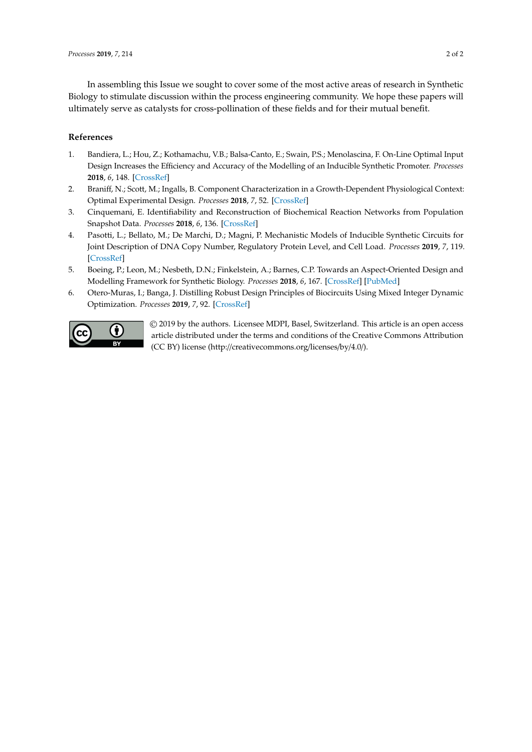In assembling this Issue we sought to cover some of the most active areas of research in Synthetic Biology to stimulate discussion within the process engineering community. We hope these papers will ultimately serve as catalysts for cross-pollination of these fields and for their mutual benefit.

## References

1. Bandiera, L.; Hou, Z.; Kothamachu, V.B.; Balsa-Canto, E.; Swain, P.S.; Menolascina, F. On-Line Optimal Input Design Increases the Efficiency and Accuracy of the Modelling of an Inducible Synthetic Promoter. *Processes* **2018**, *6*, 148. [CrossRef]
2. Braniff, N.; Scott, M.; Ingalls, B. Component Characterization in a Growth-Dependent Physiological Context: Optimal Experimental Design. *Processes* **2018**, *7*, 52. [CrossRef]
3. Cinquemani, E. Identifiability and Reconstruction of Biochemical Reaction Networks from Population Snapshot Data. *Processes* **2018**, *6*, 136. [CrossRef]
4. Pasotti, L.; Bellato, M.; De Marchi, D.; Magni, P. Mechanistic Models of Inducible Synthetic Circuits for Joint Description of DNA Copy Number, Regulatory Protein Level, and Cell Load. *Processes* **2019**, *7*, 119. [CrossRef]
5. Boeing, P.; Leon, M.; Nesbeth, D.N.; Finkelstein, A.; Barnes, C.P. Towards an Aspect-Oriented Design and Modelling Framework for Synthetic Biology. *Processes* **2018**, *6*, 167. [CrossRef] [PubMed]
6. Otero-Muras, I.; Banga, J. Distilling Robust Design Principles of Biocircuits Using Mixed Integer Dynamic Optimization. *Processes* **2019**, *7*, 92. [CrossRef]

© 2019 by the authors. Licensee MDPI, Basel, Switzerland. This article is an open access article distributed under the terms and conditions of the Creative Commons Attribution (CC BY) license (http://creativecommons.org/licenses/by/4.0/).